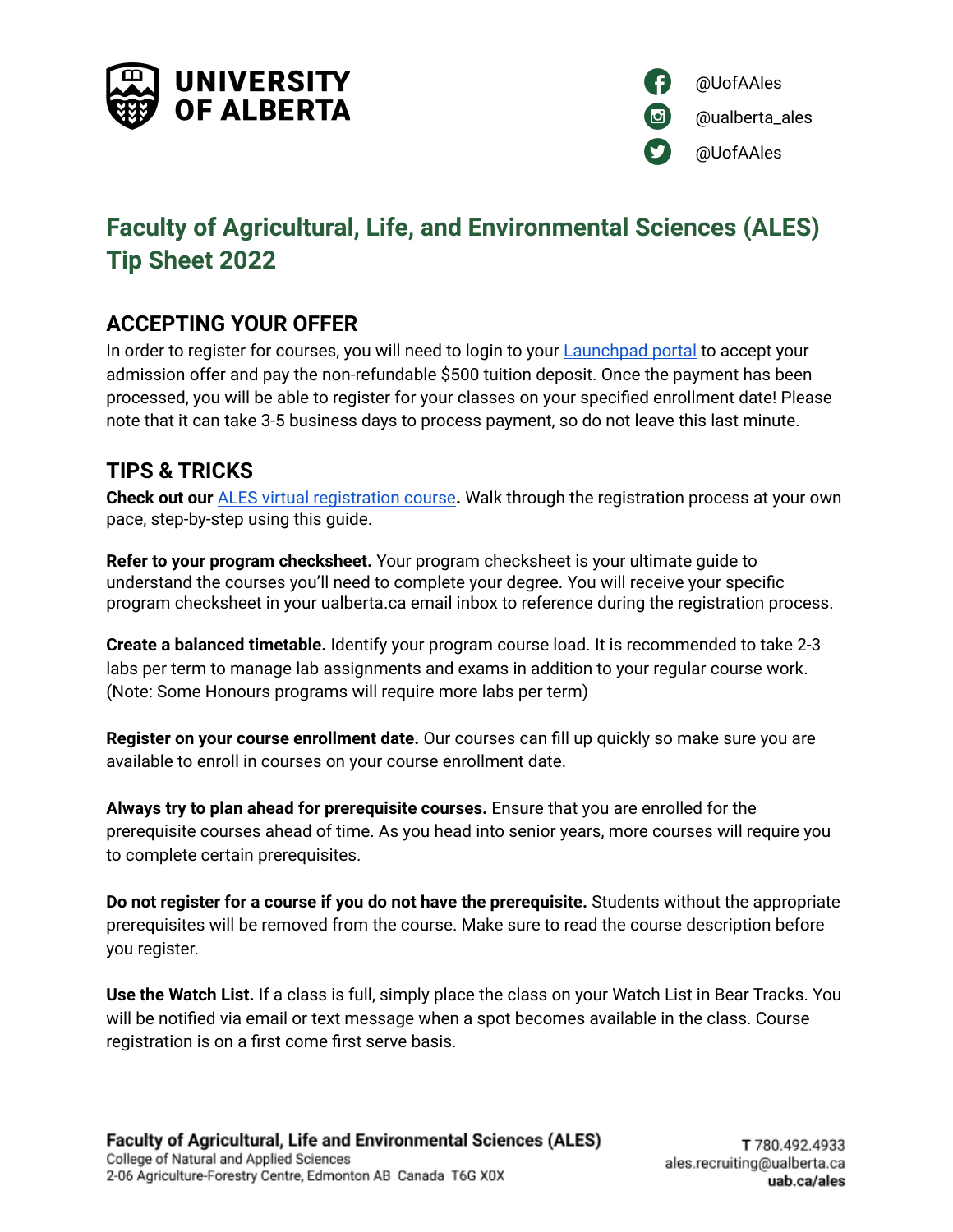UNIVERSITY OF ALBERTA

@UofAAles
@ualberta_ales
@UofAAles

# Faculty of Agricultural, Life, and Environmental Sciences (ALES) Tip Sheet 2022

## ACCEPTING YOUR OFFER

In order to register for courses, you will need to login to your Launchpad portal to accept your admission offer and pay the non-refundable $500 tuition deposit. Once the payment has been processed, you will be able to register for your classes on your specified enrollment date! Please note that it can take 3-5 business days to process payment, so do not leave this last minute.

## TIPS & TRICKS

**Check out our ALES virtual registration course.** Walk through the registration process at your own pace, step-by-step using this guide.

**Refer to your program checksheet.** Your program checksheet is your ultimate guide to understand the courses you'll need to complete your degree. You will receive your specific program checksheet in your ualberta.ca email inbox to reference during the registration process.

**Create a balanced timetable.** Identify your program course load. It is recommended to take 2-3 labs per term to manage lab assignments and exams in addition to your regular course work. (Note: Some Honours programs will require more labs per term)

**Register on your course enrollment date.** Our courses can fill up quickly so make sure you are available to enroll in courses on your course enrollment date.

**Always try to plan ahead for prerequisite courses.** Ensure that you are enrolled for the prerequisite courses ahead of time. As you head into senior years, more courses will require you to complete certain prerequisites.

**Do not register for a course if you do not have the prerequisite.** Students without the appropriate prerequisites will be removed from the course. Make sure to read the course description before you register.

**Use the Watch List.** If a class is full, simply place the class on your Watch List in Bear Tracks. You will be notified via email or text message when a spot becomes available in the class. Course registration is on a first come first serve basis.

**Faculty of Agricultural, Life and Environmental Sciences (ALES)**
College of Natural and Applied Sciences
2-06 Agriculture-Forestry Centre, Edmonton AB Canada T6G X0X

**T** 780.492.4933
ales.recruiting@ualberta.ca
**uab.ca/ales**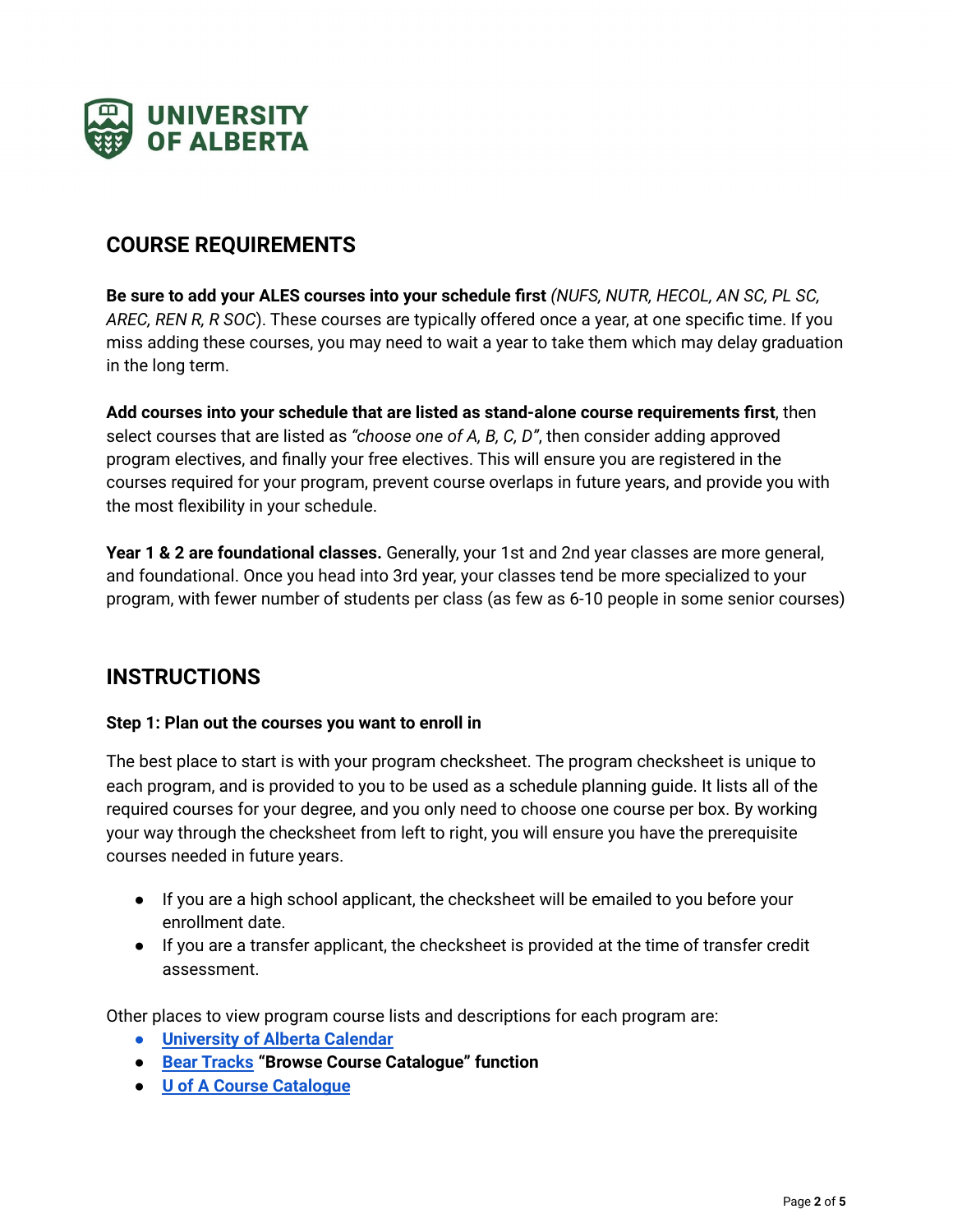## COURSE REQUIREMENTS

**Be sure to add your ALES courses into your schedule first** *(NUFS, NUTR, HECOL, AN SC, PL SC, AREC, REN R, R SOC*). These courses are typically offered once a year, at one specific time. If you miss adding these courses, you may need to wait a year to take them which may delay graduation in the long term.

**Add courses into your schedule that are listed as stand-alone course requirements first**, then select courses that are listed as *"choose one of A, B, C, D"*, then consider adding approved program electives, and finally your free electives. This will ensure you are registered in the courses required for your program, prevent course overlaps in future years, and provide you with the most flexibility in your schedule.

**Year 1 & 2 are foundational classes.** Generally, your 1st and 2nd year classes are more general, and foundational. Once you head into 3rd year, your classes tend be more specialized to your program, with fewer number of students per class (as few as 6-10 people in some senior courses)

## INSTRUCTIONS

**Step 1: Plan out the courses you want to enroll in**

The best place to start is with your program checksheet. The program checksheet is unique to each program, and is provided to you to be used as a schedule planning guide. It lists all of the required courses for your degree, and you only need to choose one course per box. By working your way through the checksheet from left to right, you will ensure you have the prerequisite courses needed in future years.

- If you are a high school applicant, the checksheet will be emailed to you before your enrollment date.
- If you are a transfer applicant, the checksheet is provided at the time of transfer credit assessment.

Other places to view program course lists and descriptions for each program are:

- University of Alberta Calendar
- Bear Tracks **"Browse Course Catalogue" function**
- U of A Course Catalogue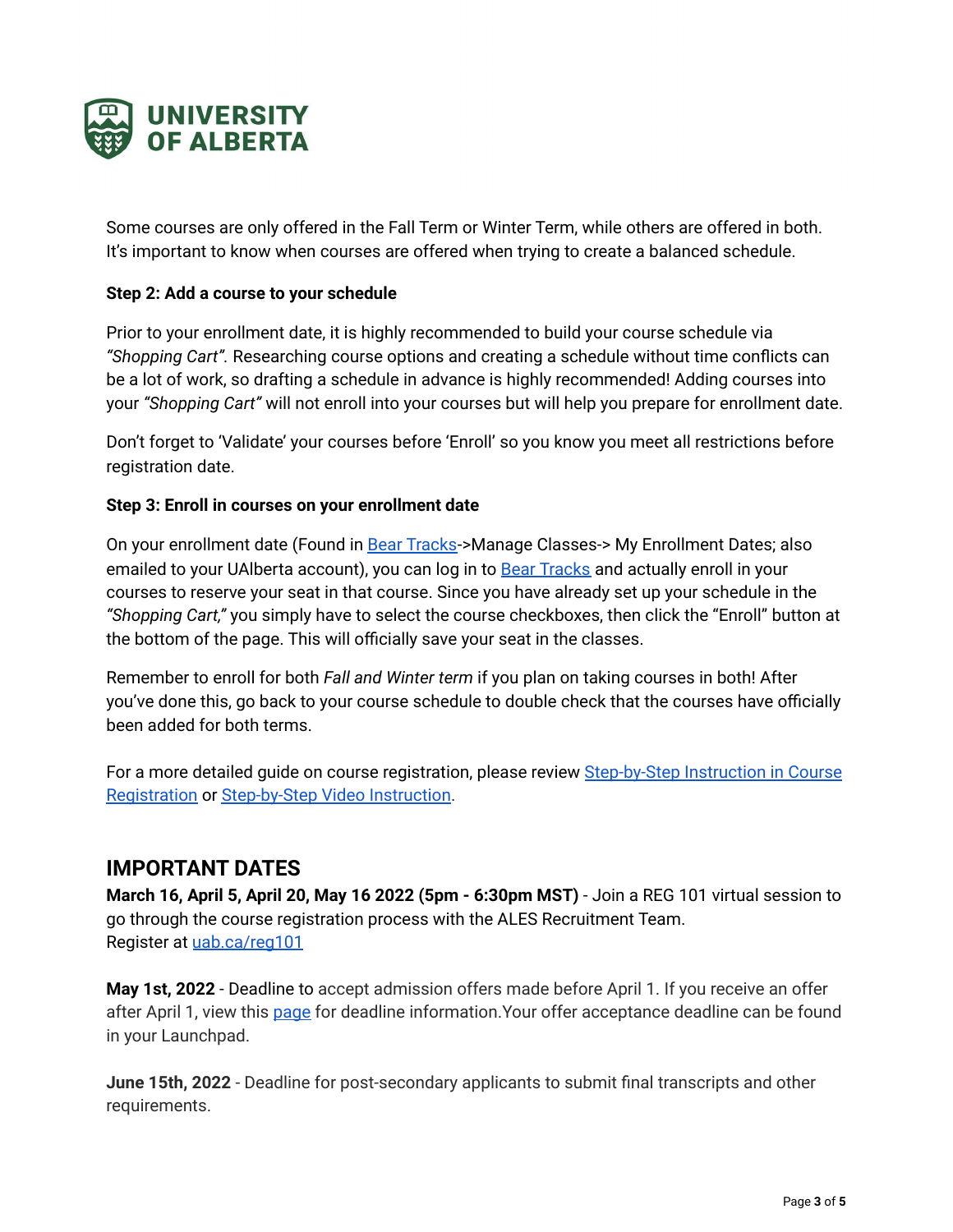Some courses are only offered in the Fall Term or Winter Term, while others are offered in both. It's important to know when courses are offered when trying to create a balanced schedule.

**Step 2: Add a course to your schedule**

Prior to your enrollment date, it is highly recommended to build your course schedule via *"Shopping Cart"*. Researching course options and creating a schedule without time conflicts can be a lot of work, so drafting a schedule in advance is highly recommended! Adding courses into your *"Shopping Cart"* will not enroll into your courses but will help you prepare for enrollment date.

Don't forget to 'Validate' your courses before 'Enroll' so you know you meet all restrictions before registration date.

**Step 3: Enroll in courses on your enrollment date**

On your enrollment date (Found in Bear Tracks->Manage Classes-> My Enrollment Dates; also emailed to your UAlberta account), you can log in to Bear Tracks and actually enroll in your courses to reserve your seat in that course. Since you have already set up your schedule in the *"Shopping Cart,"* you simply have to select the course checkboxes, then click the "Enroll" button at the bottom of the page. This will officially save your seat in the classes.

Remember to enroll for both *Fall and Winter term* if you plan on taking courses in both! After you've done this, go back to your course schedule to double check that the courses have officially been added for both terms.

For a more detailed guide on course registration, please review Step-by-Step Instruction in Course Registration or Step-by-Step Video Instruction.

## IMPORTANT DATES

**March 16, April 5, April 20, May 16 2022 (5pm - 6:30pm MST)** - Join a REG 101 virtual session to go through the course registration process with the ALES Recruitment Team.
Register at uab.ca/reg101

**May 1st, 2022** - Deadline to accept admission offers made before April 1. If you receive an offer after April 1, view this page for deadline information.Your offer acceptance deadline can be found in your Launchpad.

**June 15th, 2022** - Deadline for post-secondary applicants to submit final transcripts and other requirements.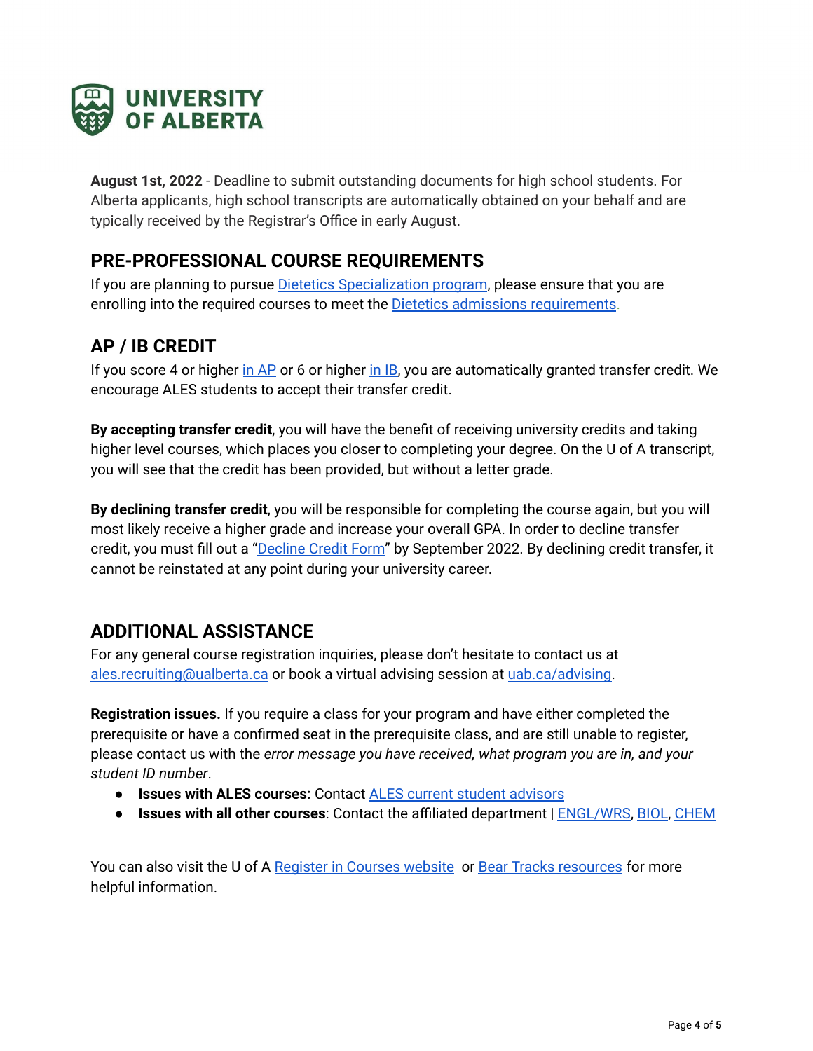**August 1st, 2022** - Deadline to submit outstanding documents for high school students. For Alberta applicants, high school transcripts are automatically obtained on your behalf and are typically received by the Registrar's Office in early August.

## PRE-PROFESSIONAL COURSE REQUIREMENTS

If you are planning to pursue Dietetics Specialization program, please ensure that you are enrolling into the required courses to meet the Dietetics admissions requirements.

## AP / IB CREDIT

If you score 4 or higher in AP or 6 or higher in IB, you are automatically granted transfer credit. We encourage ALES students to accept their transfer credit.

**By accepting transfer credit**, you will have the benefit of receiving university credits and taking higher level courses, which places you closer to completing your degree. On the U of A transcript, you will see that the credit has been provided, but without a letter grade.

**By declining transfer credit**, you will be responsible for completing the course again, but you will most likely receive a higher grade and increase your overall GPA. In order to decline transfer credit, you must fill out a "Decline Credit Form" by September 2022. By declining credit transfer, it cannot be reinstated at any point during your university career.

## ADDITIONAL ASSISTANCE

For any general course registration inquiries, please don't hesitate to contact us at ales.recruiting@ualberta.ca or book a virtual advising session at uab.ca/advising.

**Registration issues.** If you require a class for your program and have either completed the prerequisite or have a confirmed seat in the prerequisite class, and are still unable to register, please contact us with the *error message you have received, what program you are in, and your student ID number*.

- **Issues with ALES courses:** Contact ALES current student advisors
- **Issues with all other courses**: Contact the affiliated department | ENGL/WRS, BIOL, CHEM

You can also visit the U of A Register in Courses website or Bear Tracks resources for more helpful information.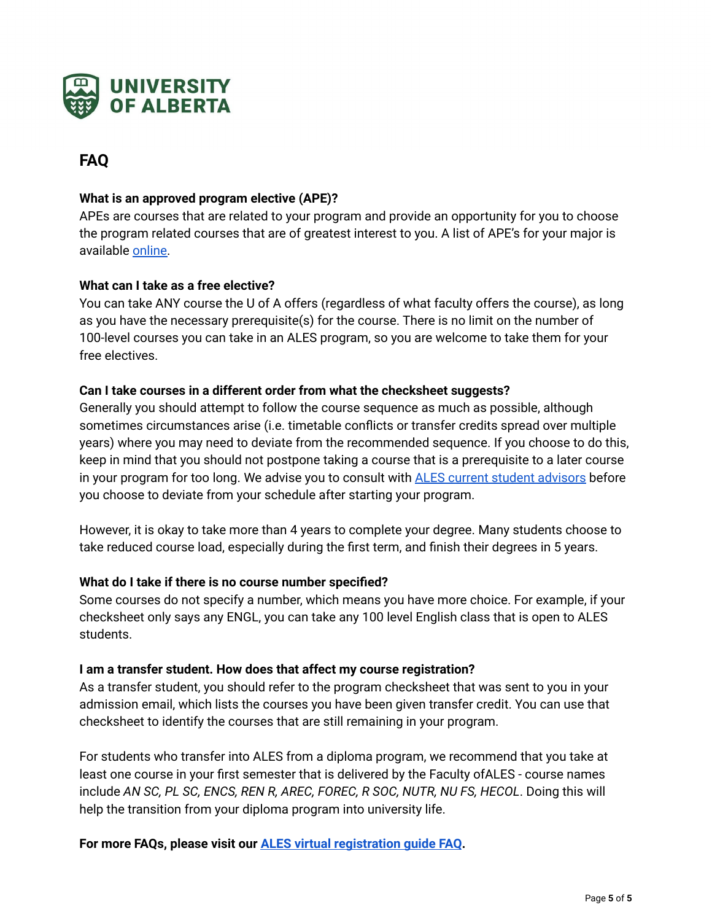## FAQ

**What is an approved program elective (APE)?**
APEs are courses that are related to your program and provide an opportunity for you to choose the program related courses that are of greatest interest to you. A list of APE's for your major is available online.

**What can I take as a free elective?**
You can take ANY course the U of A offers (regardless of what faculty offers the course), as long as you have the necessary prerequisite(s) for the course. There is no limit on the number of 100-level courses you can take in an ALES program, so you are welcome to take them for your free electives.

**Can I take courses in a different order from what the checksheet suggests?**
Generally you should attempt to follow the course sequence as much as possible, although sometimes circumstances arise (i.e. timetable conflicts or transfer credits spread over multiple years) where you may need to deviate from the recommended sequence. If you choose to do this, keep in mind that you should not postpone taking a course that is a prerequisite to a later course in your program for too long. We advise you to consult with ALES current student advisors before you choose to deviate from your schedule after starting your program.

However, it is okay to take more than 4 years to complete your degree. Many students choose to take reduced course load, especially during the first term, and finish their degrees in 5 years.

**What do I take if there is no course number specified?**
Some courses do not specify a number, which means you have more choice. For example, if your checksheet only says any ENGL, you can take any 100 level English class that is open to ALES students.

**I am a transfer student. How does that affect my course registration?**
As a transfer student, you should refer to the program checksheet that was sent to you in your admission email, which lists the courses you have been given transfer credit. You can use that checksheet to identify the courses that are still remaining in your program.

For students who transfer into ALES from a diploma program, we recommend that you take at least one course in your first semester that is delivered by the Faculty ofALES - course names include *AN SC, PL SC, ENCS, REN R, AREC, FOREC, R SOC, NUTR, NU FS, HECOL*. Doing this will help the transition from your diploma program into university life.

**For more FAQs, please visit our ALES virtual registration guide FAQ.**